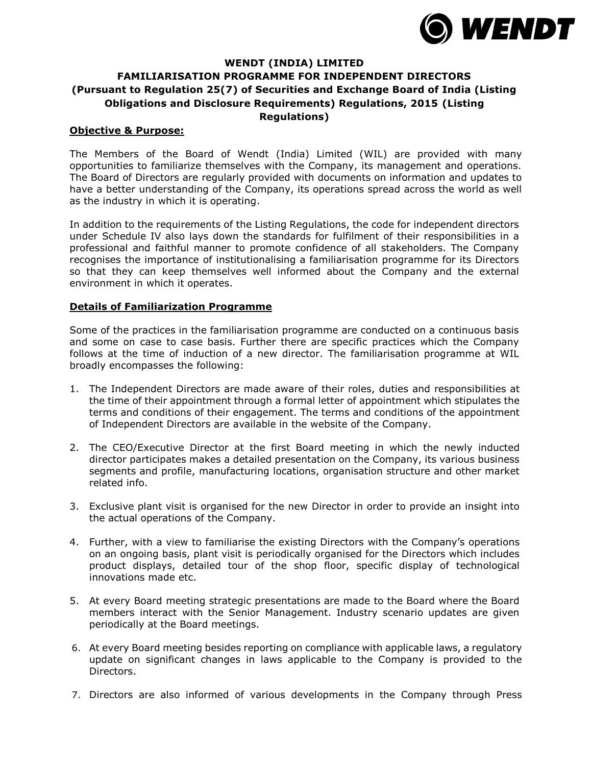**WENDT (INDIA) LIMITED**

**FAMILIARISATION PROGRAMME FOR INDEPENDENT DIRECTORS**

**(Pursuant to Regulation 25(7) of Securities and Exchange Board of India (Listing Obligations and Disclosure Requirements) Regulations, 2015 (Listing Regulations)**

**Objective & Purpose:**

The Members of the Board of Wendt (India) Limited (WIL) are provided with many opportunities to familiarize themselves with the Company, its management and operations. The Board of Directors are regularly provided with documents on information and updates to have a better understanding of the Company, its operations spread across the world as well as the industry in which it is operating.

In addition to the requirements of the Listing Regulations, the code for independent directors under Schedule IV also lays down the standards for fulfilment of their responsibilities in a professional and faithful manner to promote confidence of all stakeholders. The Company recognises the importance of institutionalising a familiarisation programme for its Directors so that they can keep themselves well informed about the Company and the external environment in which it operates.

**Details of Familiarization Programme**

Some of the practices in the familiarisation programme are conducted on a continuous basis and some on case to case basis. Further there are specific practices which the Company follows at the time of induction of a new director. The familiarisation programme at WIL broadly encompasses the following:

1. The Independent Directors are made aware of their roles, duties and responsibilities at the time of their appointment through a formal letter of appointment which stipulates the terms and conditions of their engagement. The terms and conditions of the appointment of Independent Directors are available in the website of the Company.

2. The CEO/Executive Director at the first Board meeting in which the newly inducted director participates makes a detailed presentation on the Company, its various business segments and profile, manufacturing locations, organisation structure and other market related info.

3. Exclusive plant visit is organised for the new Director in order to provide an insight into the actual operations of the Company.

4. Further, with a view to familiarise the existing Directors with the Company's operations on an ongoing basis, plant visit is periodically organised for the Directors which includes product displays, detailed tour of the shop floor, specific display of technological innovations made etc.

5. At every Board meeting strategic presentations are made to the Board where the Board members interact with the Senior Management. Industry scenario updates are given periodically at the Board meetings.

6. At every Board meeting besides reporting on compliance with applicable laws, a regulatory update on significant changes in laws applicable to the Company is provided to the Directors.

7. Directors are also informed of various developments in the Company through Press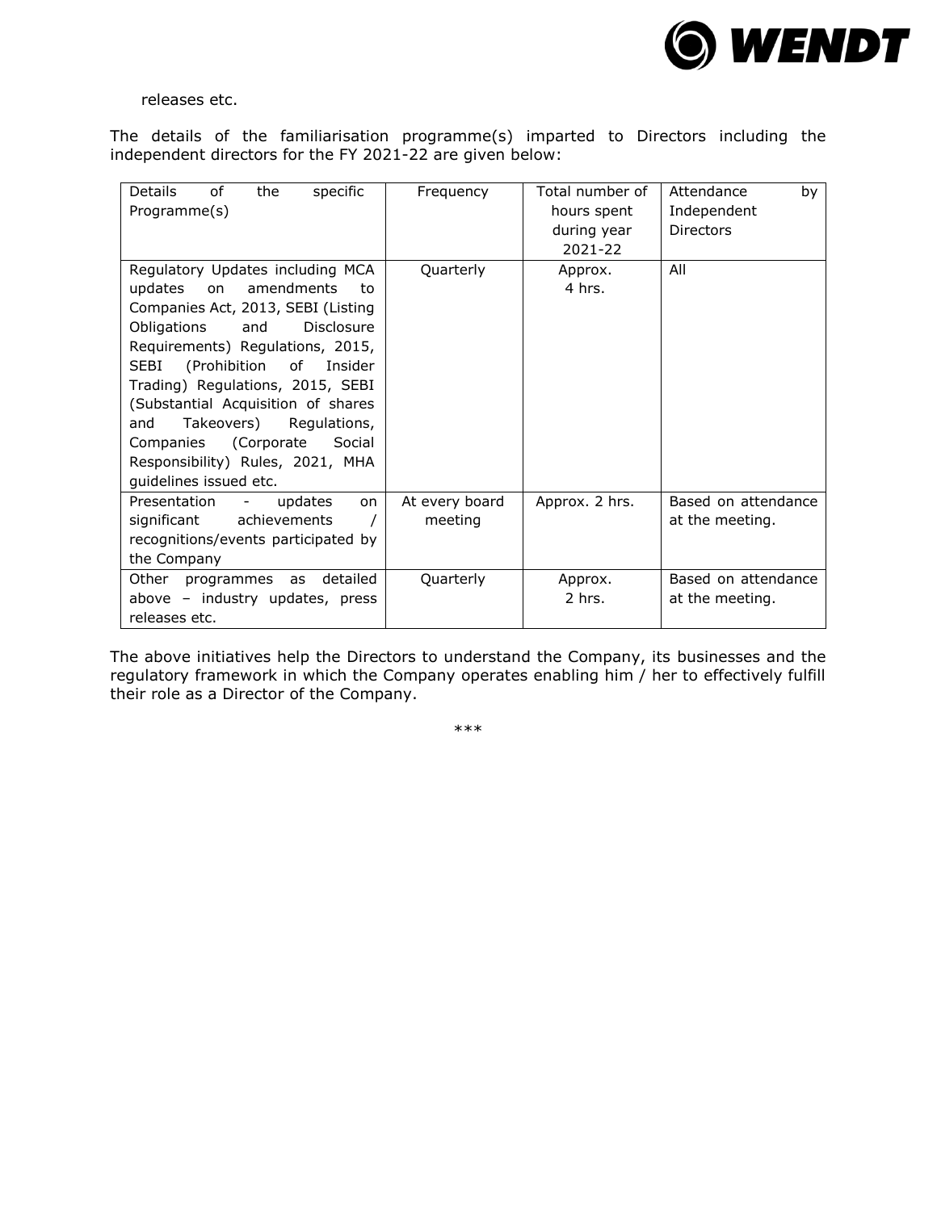releases etc.

The details of the familiarisation programme(s) imparted to Directors including the independent directors for the FY 2021-22 are given below:

| Details of the specific Programme(s) | Frequency | Total number of hours spent during year 2021-22 | Attendance by Independent Directors |
|---|---|---|---|
| Regulatory Updates including MCA updates on amendments to Companies Act, 2013, SEBI (Listing Obligations and Disclosure Requirements) Regulations, 2015, SEBI (Prohibition of Insider Trading) Regulations, 2015, SEBI (Substantial Acquisition of shares and Takeovers) Regulations, Companies (Corporate Social Responsibility) Rules, 2021, MHA guidelines issued etc. | Quarterly | Approx. 4 hrs. | All |
| Presentation - updates on significant achievements / recognitions/events participated by the Company | At every board meeting | Approx. 2 hrs. | Based on attendance at the meeting. |
| Other programmes as detailed above – industry updates, press releases etc. | Quarterly | Approx. 2 hrs. | Based on attendance at the meeting. |

The above initiatives help the Directors to understand the Company, its businesses and the regulatory framework in which the Company operates enabling him / her to effectively fulfill their role as a Director of the Company.

***